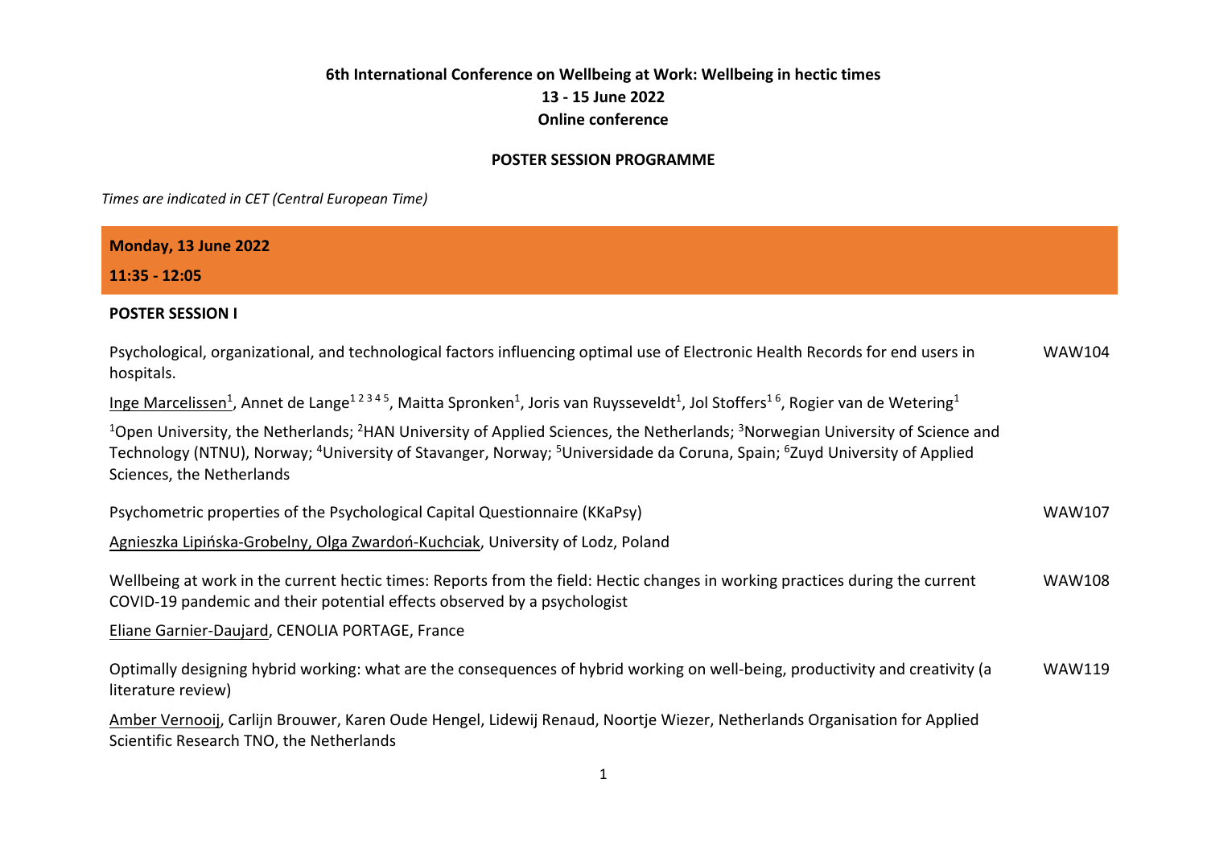**6th International Conference on Wellbeing at Work: Wellbeing in hectic times**

**13 - 15 June 2022**

**Online conference**

**POSTER SESSION PROGRAMME**

*Times are indicated in CET (Central European Time)*

**Monday, 13 June 2022**

**11:35 - 12:05**

**POSTER SESSION I**

Psychological, organizational, and technological factors influencing optimal use of Electronic Health Records for end users in hospitals. — WAW104

Inge Marcelissen[1], Annet de Lange[1 2 3 4 5], Maitta Spronken[1], Joris van Ruysseveldt[1], Jol Stoffers[1 6], Rogier van de Wetering[1]

[1]Open University, the Netherlands; [2]HAN University of Applied Sciences, the Netherlands; [3]Norwegian University of Science and Technology (NTNU), Norway; [4]University of Stavanger, Norway; [5]Universidade da Coruna, Spain; [6]Zuyd University of Applied Sciences, the Netherlands

Psychometric properties of the Psychological Capital Questionnaire (KKaPsy) — WAW107

Agnieszka Lipińska-Grobelny, Olga Zwardoń-Kuchciak, University of Lodz, Poland

Wellbeing at work in the current hectic times: Reports from the field: Hectic changes in working practices during the current COVID-19 pandemic and their potential effects observed by a psychologist — WAW108

Eliane Garnier-Daujard, CENOLIA PORTAGE, France

Optimally designing hybrid working: what are the consequences of hybrid working on well-being, productivity and creativity (a literature review) — WAW119

Amber Vernooij, Carlijn Brouwer, Karen Oude Hengel, Lidewij Renaud, Noortje Wiezer, Netherlands Organisation for Applied Scientific Research TNO, the Netherlands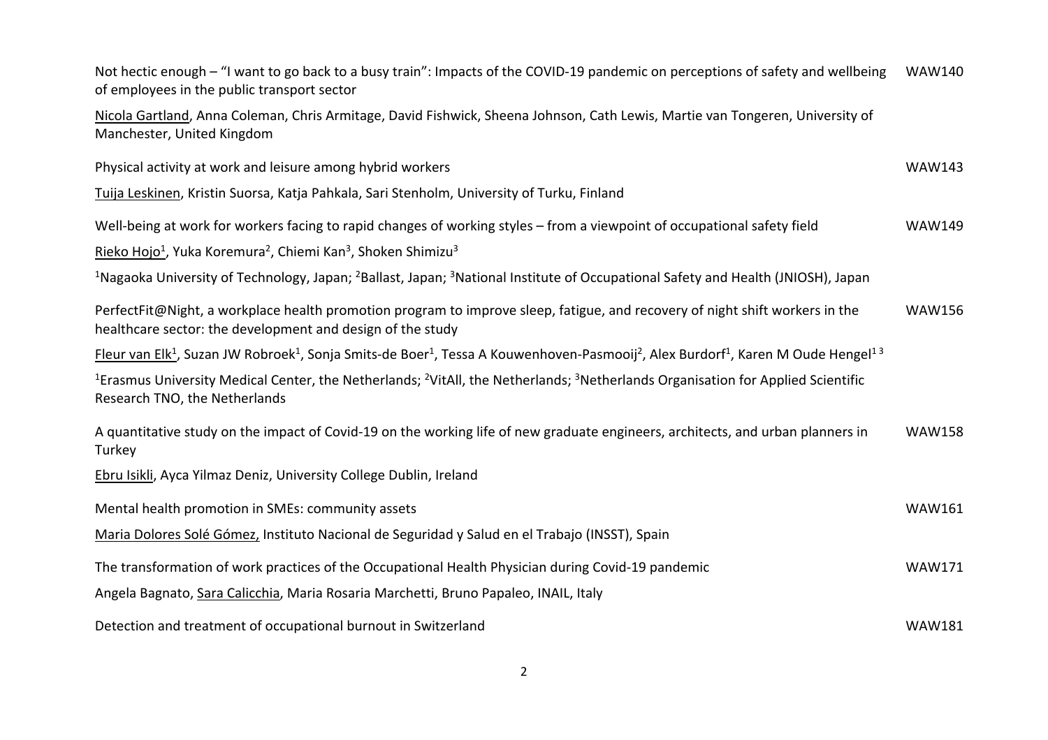Not hectic enough – "I want to go back to a busy train": Impacts of the COVID-19 pandemic on perceptions of safety and wellbeing of employees in the public transport sector WAW140

Nicola Gartland, Anna Coleman, Chris Armitage, David Fishwick, Sheena Johnson, Cath Lewis, Martie van Tongeren, University of Manchester, United Kingdom

Physical activity at work and leisure among hybrid workers WAW143

Tuija Leskinen, Kristin Suorsa, Katja Pahkala, Sari Stenholm, University of Turku, Finland

Well-being at work for workers facing to rapid changes of working styles – from a viewpoint of occupational safety field WAW149

Rieko Hojo[1], Yuka Koremura[2], Chiemi Kan[3], Shoken Shimizu[3]

[1]Nagaoka University of Technology, Japan; [2]Ballast, Japan; [3]National Institute of Occupational Safety and Health (JNIOSH), Japan

PerfectFit@Night, a workplace health promotion program to improve sleep, fatigue, and recovery of night shift workers in the healthcare sector: the development and design of the study WAW156

Fleur van Elk[1], Suzan JW Robroek[1], Sonja Smits-de Boer[1], Tessa A Kouwenhoven-Pasmooij[2], Alex Burdorf[1], Karen M Oude Hengel[1,3]

[1]Erasmus University Medical Center, the Netherlands; [2]VitAll, the Netherlands; [3]Netherlands Organisation for Applied Scientific Research TNO, the Netherlands

A quantitative study on the impact of Covid-19 on the working life of new graduate engineers, architects, and urban planners in Turkey WAW158

Ebru Isikli, Ayca Yilmaz Deniz, University College Dublin, Ireland

Mental health promotion in SMEs: community assets WAW161

Maria Dolores Solé Gómez, Instituto Nacional de Seguridad y Salud en el Trabajo (INSST), Spain

The transformation of work practices of the Occupational Health Physician during Covid-19 pandemic WAW171

Angela Bagnato, Sara Calicchia, Maria Rosaria Marchetti, Bruno Papaleo, INAIL, Italy

Detection and treatment of occupational burnout in Switzerland WAW181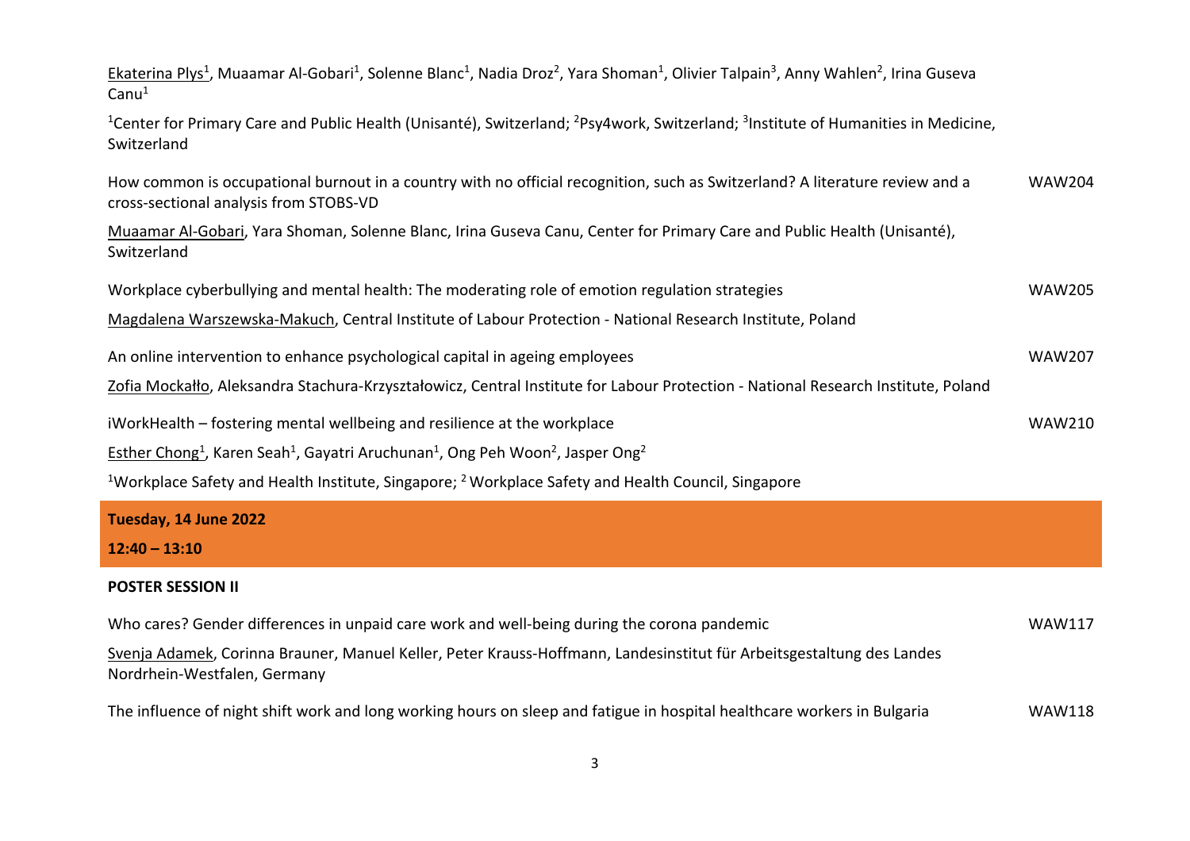<u>Ekaterina Plys</u>[1], Muaamar Al-Gobari[1], Solenne Blanc[1], Nadia Droz[2], Yara Shoman[1], Olivier Talpain[3], Anny Wahlen[2], Irina Guseva Canu[1]

[1]Center for Primary Care and Public Health (Unisanté), Switzerland; [2]Psy4work, Switzerland; [3]Institute of Humanities in Medicine, Switzerland

How common is occupational burnout in a country with no official recognition, such as Switzerland? A literature review and a cross-sectional analysis from STOBS-VD — WAW204

<u>Muaamar Al-Gobari</u>, Yara Shoman, Solenne Blanc, Irina Guseva Canu, Center for Primary Care and Public Health (Unisanté), Switzerland

Workplace cyberbullying and mental health: The moderating role of emotion regulation strategies — WAW205

<u>Magdalena Warszewska-Makuch</u>, Central Institute of Labour Protection - National Research Institute, Poland

An online intervention to enhance psychological capital in ageing employees — WAW207

<u>Zofia Mockałło</u>, Aleksandra Stachura-Krzyształowicz, Central Institute for Labour Protection - National Research Institute, Poland

iWorkHealth – fostering mental wellbeing and resilience at the workplace — WAW210

<u>Esther Chong</u>[1], Karen Seah[1], Gayatri Aruchunan[1], Ong Peh Woon[2], Jasper Ong[2]

[1]Workplace Safety and Health Institute, Singapore; [2] Workplace Safety and Health Council, Singapore

**Tuesday, 14 June 2022**

**12:40 – 13:10**

**POSTER SESSION II**

Who cares? Gender differences in unpaid care work and well-being during the corona pandemic — WAW117

<u>Svenja Adamek</u>, Corinna Brauner, Manuel Keller, Peter Krauss-Hoffmann, Landesinstitut für Arbeitsgestaltung des Landes Nordrhein-Westfalen, Germany

The influence of night shift work and long working hours on sleep and fatigue in hospital healthcare workers in Bulgaria — WAW118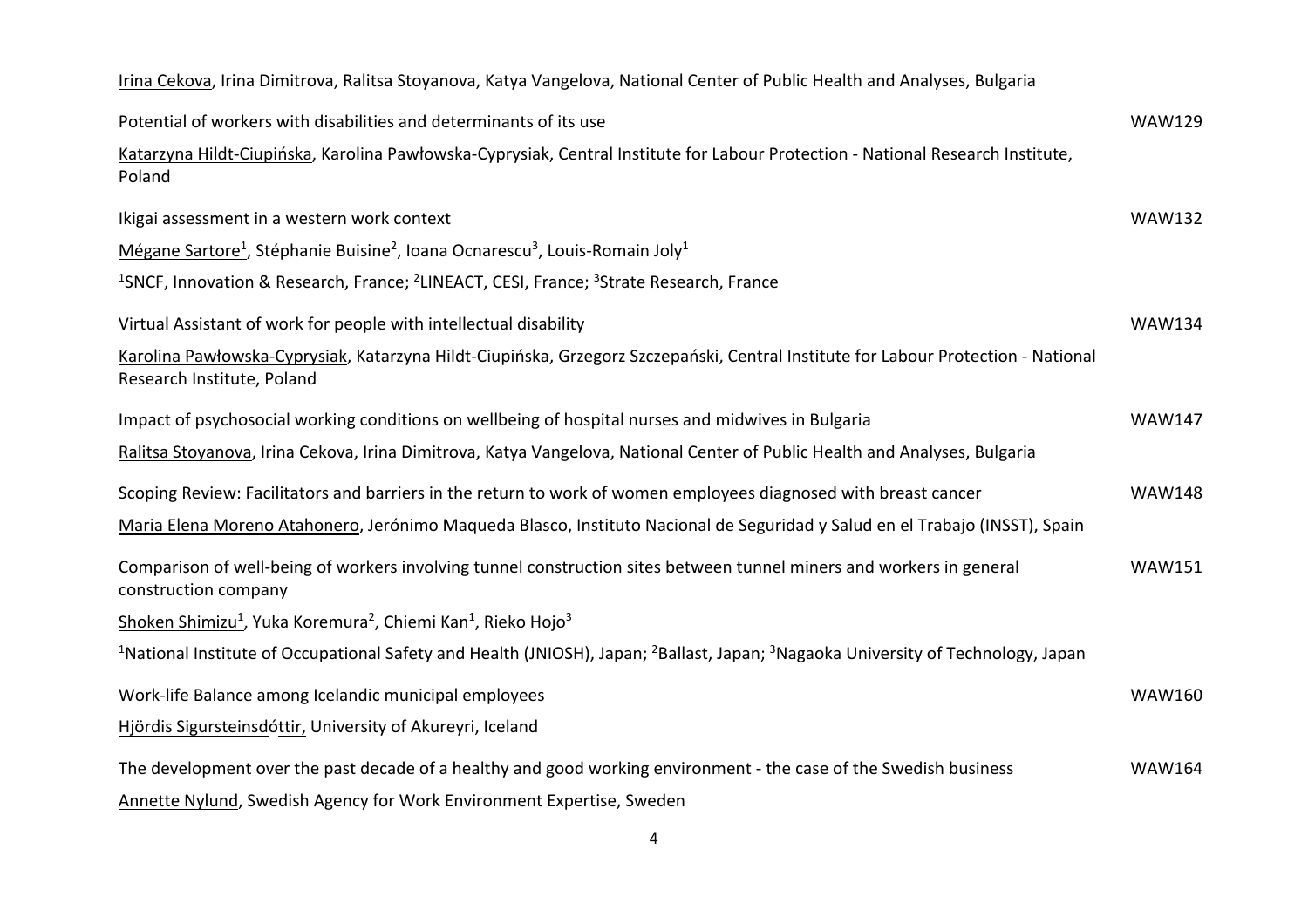Irina Cekova, Irina Dimitrova, Ralitsa Stoyanova, Katya Vangelova, National Center of Public Health and Analyses, Bulgaria

Potential of workers with disabilities and determinants of its use — WAW129

Katarzyna Hildt-Ciupińska, Karolina Pawłowska-Cyprysiak, Central Institute for Labour Protection - National Research Institute, Poland

Ikigai assessment in a western work context — WAW132

Mégane Sartore[1], Stéphanie Buisine[2], Ioana Ocnarescu[3], Louis-Romain Joly[1]

[1]SNCF, Innovation & Research, France; [2]LINEACT, CESI, France; [3]Strate Research, France

Virtual Assistant of work for people with intellectual disability — WAW134

Karolina Pawłowska-Cyprysiak, Katarzyna Hildt-Ciupińska, Grzegorz Szczepański, Central Institute for Labour Protection - National Research Institute, Poland

Impact of psychosocial working conditions on wellbeing of hospital nurses and midwives in Bulgaria — WAW147

Ralitsa Stoyanova, Irina Cekova, Irina Dimitrova, Katya Vangelova, National Center of Public Health and Analyses, Bulgaria

Scoping Review: Facilitators and barriers in the return to work of women employees diagnosed with breast cancer — WAW148

Maria Elena Moreno Atahonero, Jerónimo Maqueda Blasco, Instituto Nacional de Seguridad y Salud en el Trabajo (INSST), Spain

Comparison of well-being of workers involving tunnel construction sites between tunnel miners and workers in general construction company — WAW151

Shoken Shimizu[1], Yuka Koremura[2], Chiemi Kan[1], Rieko Hojo[3]

[1]National Institute of Occupational Safety and Health (JNIOSH), Japan; [2]Ballast, Japan; [3]Nagaoka University of Technology, Japan

Work-life Balance among Icelandic municipal employees — WAW160

Hjördis Sigursteinsdóttir, University of Akureyri, Iceland

The development over the past decade of a healthy and good working environment - the case of the Swedish business — WAW164

Annette Nylund, Swedish Agency for Work Environment Expertise, Sweden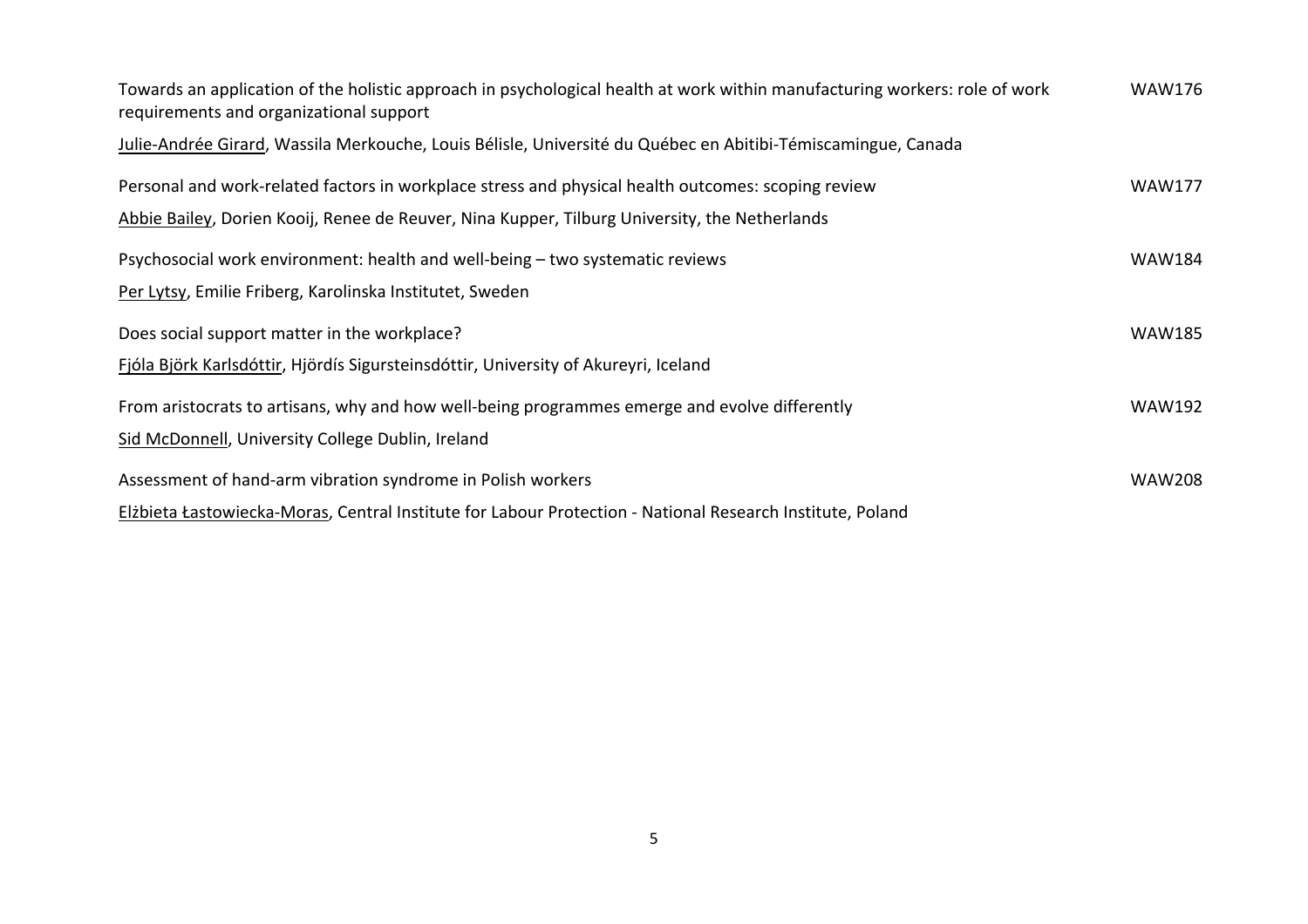Towards an application of the holistic approach in psychological health at work within manufacturing workers: role of work requirements and organizational support — WAW176

Julie-Andrée Girard, Wassila Merkouche, Louis Bélisle, Université du Québec en Abitibi-Témiscamingue, Canada

Personal and work-related factors in workplace stress and physical health outcomes: scoping review — WAW177

Abbie Bailey, Dorien Kooij, Renee de Reuver, Nina Kupper, Tilburg University, the Netherlands

Psychosocial work environment: health and well-being – two systematic reviews — WAW184

Per Lytsy, Emilie Friberg, Karolinska Institutet, Sweden

Does social support matter in the workplace? — WAW185

Fjóla Björk Karlsdóttir, Hjördís Sigursteinsdóttir, University of Akureyri, Iceland

From aristocrats to artisans, why and how well-being programmes emerge and evolve differently — WAW192

Sid McDonnell, University College Dublin, Ireland

Assessment of hand-arm vibration syndrome in Polish workers — WAW208

Elżbieta Łastowiecka-Moras, Central Institute for Labour Protection - National Research Institute, Poland